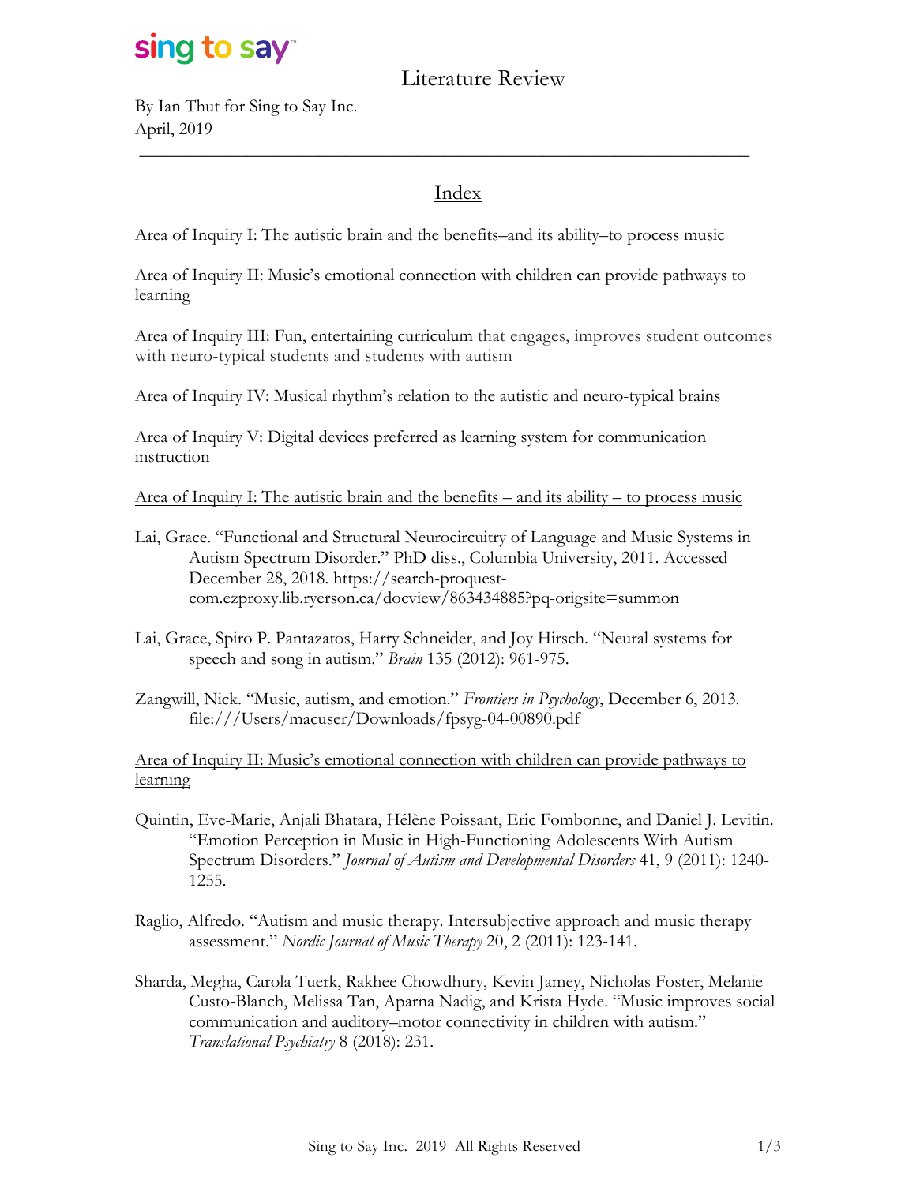sing to say™

# Literature Review

By Ian Thut for Sing to Say Inc.
April, 2019

---

## Index

Area of Inquiry I: The autistic brain and the benefits–and its ability–to process music

Area of Inquiry II: Music's emotional connection with children can provide pathways to learning

Area of Inquiry III: Fun, entertaining curriculum that engages, improves student outcomes with neuro-typical students and students with autism

Area of Inquiry IV: Musical rhythm's relation to the autistic and neuro-typical brains

Area of Inquiry V: Digital devices preferred as learning system for communication instruction

## Area of Inquiry I: The autistic brain and the benefits – and its ability – to process music

Lai, Grace. "Functional and Structural Neurocircuitry of Language and Music Systems in Autism Spectrum Disorder." PhD diss., Columbia University, 2011. Accessed December 28, 2018. https://search-proquest-com.ezproxy.lib.ryerson.ca/docview/863434885?pq-origsite=summon

Lai, Grace, Spiro P. Pantazatos, Harry Schneider, and Joy Hirsch. "Neural systems for speech and song in autism." *Brain* 135 (2012): 961-975.

Zangwill, Nick. "Music, autism, and emotion." *Frontiers in Psychology*, December 6, 2013. file:///Users/macuser/Downloads/fpsyg-04-00890.pdf

## Area of Inquiry II: Music's emotional connection with children can provide pathways to learning

Quintin, Eve-Marie, Anjali Bhatara, Hélène Poissant, Eric Fombonne, and Daniel J. Levitin. "Emotion Perception in Music in High-Functioning Adolescents With Autism Spectrum Disorders." *Journal of Autism and Developmental Disorders* 41, 9 (2011): 1240-1255.

Raglio, Alfredo. "Autism and music therapy. Intersubjective approach and music therapy assessment." *Nordic Journal of Music Therapy* 20, 2 (2011): 123-141.

Sharda, Megha, Carola Tuerk, Rakhee Chowdhury, Kevin Jamey, Nicholas Foster, Melanie Custo-Blanch, Melissa Tan, Aparna Nadig, and Krista Hyde. "Music improves social communication and auditory–motor connectivity in children with autism." *Translational Psychiatry* 8 (2018): 231.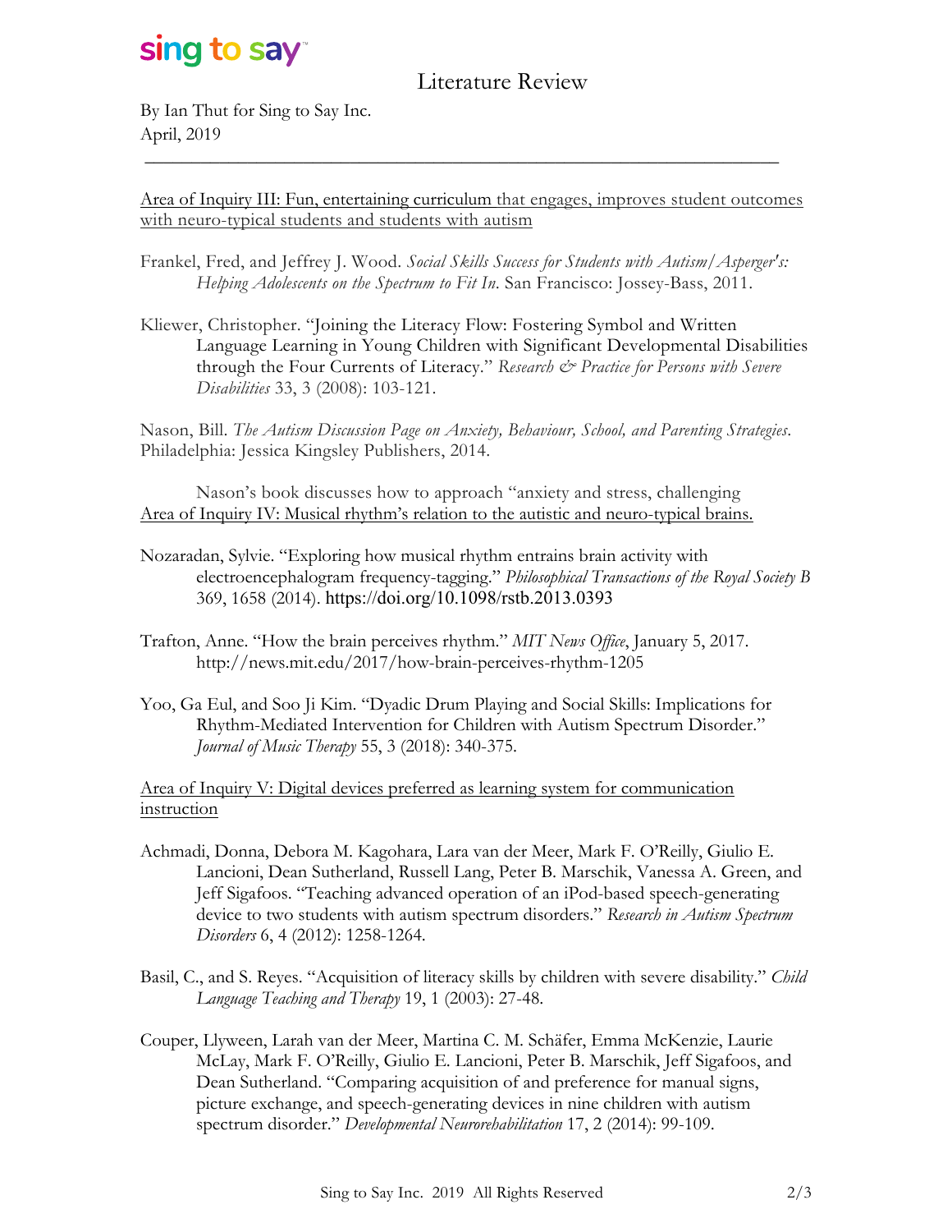# Literature Review

By Ian Thut for Sing to Say Inc.
April, 2019

---

<u>Area of Inquiry III: Fun, entertaining curriculum that engages, improves student outcomes with neuro-typical students and students with autism</u>

Frankel, Fred, and Jeffrey J. Wood. *Social Skills Success for Students with Autism/Asperger's: Helping Adolescents on the Spectrum to Fit In*. San Francisco: Jossey-Bass, 2011.

Kliewer, Christopher. "Joining the Literacy Flow: Fostering Symbol and Written Language Learning in Young Children with Significant Developmental Disabilities through the Four Currents of Literacy." *Research & Practice for Persons with Severe Disabilities* 33, 3 (2008): 103-121.

Nason, Bill. *The Autism Discussion Page on Anxiety, Behaviour, School, and Parenting Strategies*. Philadelphia: Jessica Kingsley Publishers, 2014.

Nason's book discusses how to approach "anxiety and stress, challenging

<u>Area of Inquiry IV: Musical rhythm's relation to the autistic and neuro-typical brains.</u>

Nozaradan, Sylvie. "Exploring how musical rhythm entrains brain activity with electroencephalogram frequency-tagging." *Philosophical Transactions of the Royal Society B* 369, 1658 (2014). https://doi.org/10.1098/rstb.2013.0393

Trafton, Anne. "How the brain perceives rhythm." *MIT News Office*, January 5, 2017. http://news.mit.edu/2017/how-brain-perceives-rhythm-1205

Yoo, Ga Eul, and Soo Ji Kim. "Dyadic Drum Playing and Social Skills: Implications for Rhythm-Mediated Intervention for Children with Autism Spectrum Disorder." *Journal of Music Therapy* 55, 3 (2018): 340-375.

<u>Area of Inquiry V: Digital devices preferred as learning system for communication instruction</u>

Achmadi, Donna, Debora M. Kagohara, Lara van der Meer, Mark F. O'Reilly, Giulio E. Lancioni, Dean Sutherland, Russell Lang, Peter B. Marschik, Vanessa A. Green, and Jeff Sigafoos. "Teaching advanced operation of an iPod-based speech-generating device to two students with autism spectrum disorders." *Research in Autism Spectrum Disorders* 6, 4 (2012): 1258-1264.

Basil, C., and S. Reyes. "Acquisition of literacy skills by children with severe disability." *Child Language Teaching and Therapy* 19, 1 (2003): 27-48.

Couper, Llyween, Larah van der Meer, Martina C. M. Schäfer, Emma McKenzie, Laurie McLay, Mark F. O'Reilly, Giulio E. Lancioni, Peter B. Marschik, Jeff Sigafoos, and Dean Sutherland. "Comparing acquisition of and preference for manual signs, picture exchange, and speech-generating devices in nine children with autism spectrum disorder." *Developmental Neurorehabilitation* 17, 2 (2014): 99-109.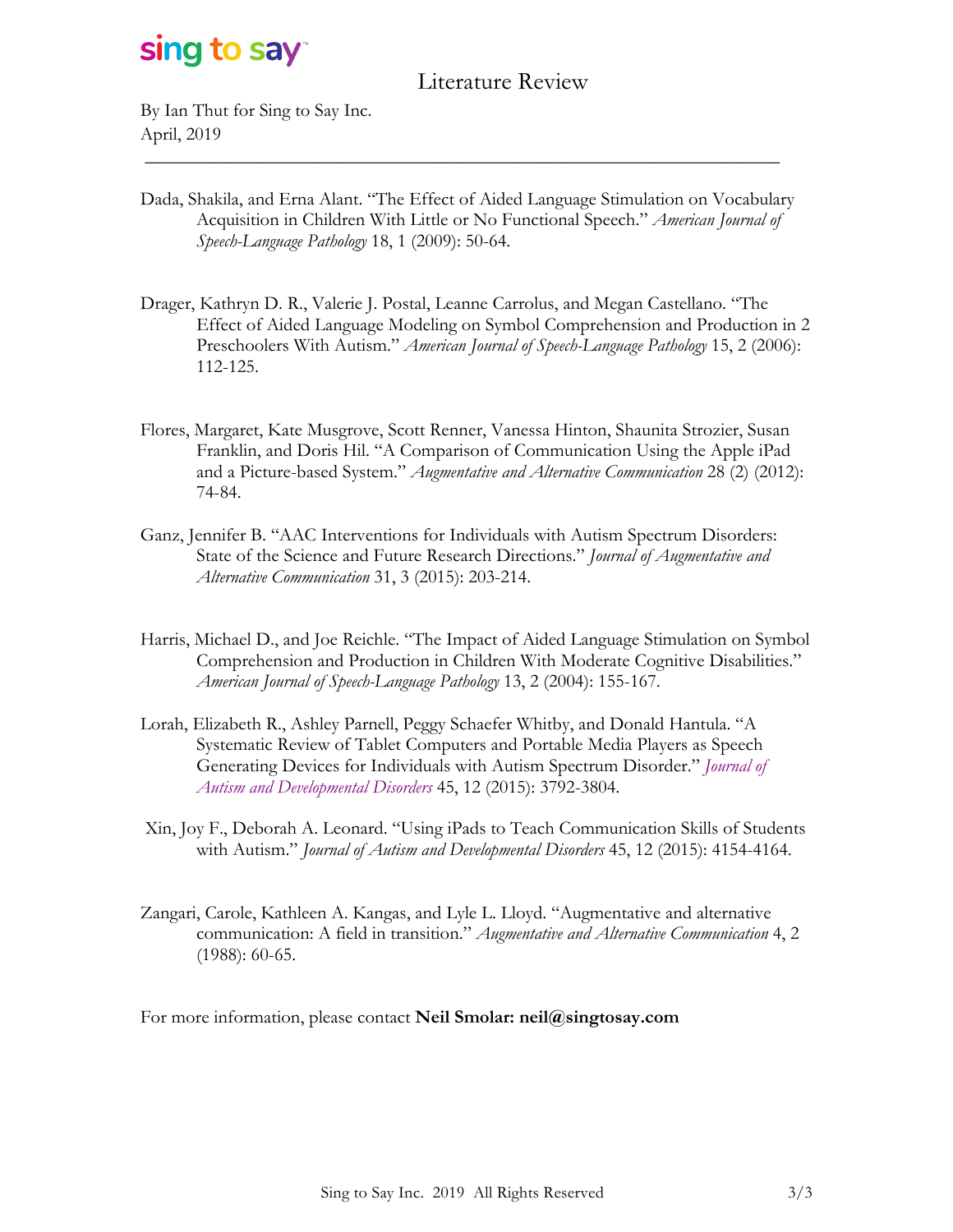sing to say™

# Literature Review

By Ian Thut for Sing to Say Inc.
April, 2019

---

Dada, Shakila, and Erna Alant. "The Effect of Aided Language Stimulation on Vocabulary Acquisition in Children With Little or No Functional Speech." *American Journal of Speech-Language Pathology* 18, 1 (2009): 50-64.

Drager, Kathryn D. R., Valerie J. Postal, Leanne Carrolus, and Megan Castellano. "The Effect of Aided Language Modeling on Symbol Comprehension and Production in 2 Preschoolers With Autism." *American Journal of Speech-Language Pathology* 15, 2 (2006): 112-125.

Flores, Margaret, Kate Musgrove, Scott Renner, Vanessa Hinton, Shaunita Strozier, Susan Franklin, and Doris Hil. "A Comparison of Communication Using the Apple iPad and a Picture-based System." *Augmentative and Alternative Communication* 28 (2) (2012): 74-84.

Ganz, Jennifer B. "AAC Interventions for Individuals with Autism Spectrum Disorders: State of the Science and Future Research Directions." *Journal of Augmentative and Alternative Communication* 31, 3 (2015): 203-214.

Harris, Michael D., and Joe Reichle. "The Impact of Aided Language Stimulation on Symbol Comprehension and Production in Children With Moderate Cognitive Disabilities." *American Journal of Speech-Language Pathology* 13, 2 (2004): 155-167.

Lorah, Elizabeth R., Ashley Parnell, Peggy Schaefer Whitby, and Donald Hantula. "A Systematic Review of Tablet Computers and Portable Media Players as Speech Generating Devices for Individuals with Autism Spectrum Disorder." *Journal of Autism and Developmental Disorders* 45, 12 (2015): 3792-3804.

Xin, Joy F., Deborah A. Leonard. "Using iPads to Teach Communication Skills of Students with Autism." *Journal of Autism and Developmental Disorders* 45, 12 (2015): 4154-4164.

Zangari, Carole, Kathleen A. Kangas, and Lyle L. Lloyd. "Augmentative and alternative communication: A field in transition." *Augmentative and Alternative Communication* 4, 2 (1988): 60-65.

For more information, please contact **Neil Smolar: neil@singtosay.com**

Sing to Say Inc. 2019 All Rights Reserved